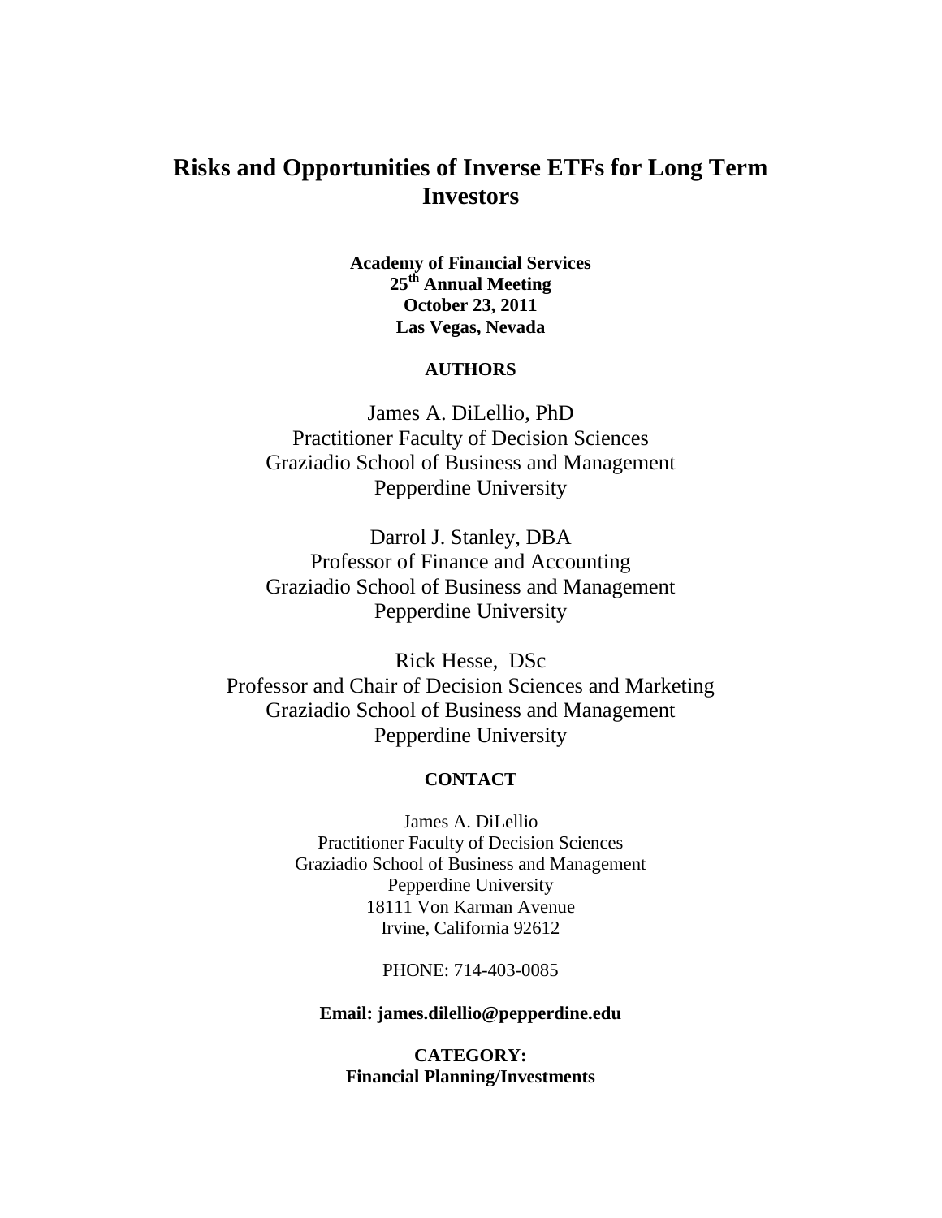# Risks and Opportunities of Inverse ETFs for Long Term Investors

**Academy of Financial Services**
**25th Annual Meeting**
**October 23, 2011**
**Las Vegas, Nevada**

**AUTHORS**

James A. DiLellio, PhD
Practitioner Faculty of Decision Sciences
Graziadio School of Business and Management
Pepperdine University

Darrol J. Stanley, DBA
Professor of Finance and Accounting
Graziadio School of Business and Management
Pepperdine University

Rick Hesse, DSc
Professor and Chair of Decision Sciences and Marketing
Graziadio School of Business and Management
Pepperdine University

**CONTACT**

James A. DiLellio
Practitioner Faculty of Decision Sciences
Graziadio School of Business and Management
Pepperdine University
18111 Von Karman Avenue
Irvine, California 92612

PHONE: 714-403-0085

**Email: james.dilellio@pepperdine.edu**

**CATEGORY:**
**Financial Planning/Investments**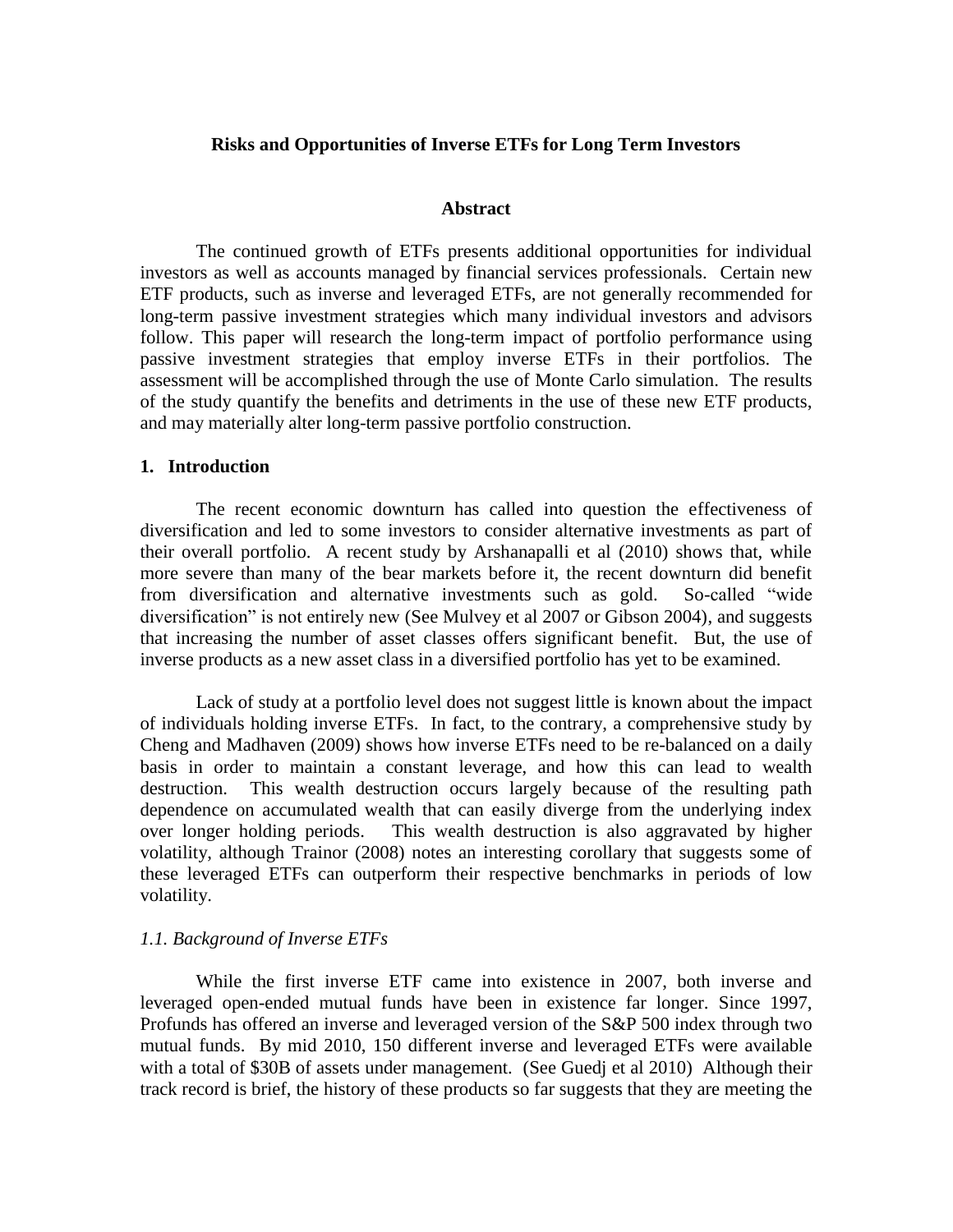**Risks and Opportunities of Inverse ETFs for Long Term Investors**

**Abstract**

The continued growth of ETFs presents additional opportunities for individual investors as well as accounts managed by financial services professionals. Certain new ETF products, such as inverse and leveraged ETFs, are not generally recommended for long-term passive investment strategies which many individual investors and advisors follow. This paper will research the long-term impact of portfolio performance using passive investment strategies that employ inverse ETFs in their portfolios. The assessment will be accomplished through the use of Monte Carlo simulation. The results of the study quantify the benefits and detriments in the use of these new ETF products, and may materially alter long-term passive portfolio construction.

## 1. Introduction

The recent economic downturn has called into question the effectiveness of diversification and led to some investors to consider alternative investments as part of their overall portfolio. A recent study by Arshanapalli et al (2010) shows that, while more severe than many of the bear markets before it, the recent downturn did benefit from diversification and alternative investments such as gold. So-called "wide diversification" is not entirely new (See Mulvey et al 2007 or Gibson 2004), and suggests that increasing the number of asset classes offers significant benefit. But, the use of inverse products as a new asset class in a diversified portfolio has yet to be examined.

Lack of study at a portfolio level does not suggest little is known about the impact of individuals holding inverse ETFs. In fact, to the contrary, a comprehensive study by Cheng and Madhaven (2009) shows how inverse ETFs need to be re-balanced on a daily basis in order to maintain a constant leverage, and how this can lead to wealth destruction. This wealth destruction occurs largely because of the resulting path dependence on accumulated wealth that can easily diverge from the underlying index over longer holding periods. This wealth destruction is also aggravated by higher volatility, although Trainor (2008) notes an interesting corollary that suggests some of these leveraged ETFs can outperform their respective benchmarks in periods of low volatility.

### *1.1. Background of Inverse ETFs*

While the first inverse ETF came into existence in 2007, both inverse and leveraged open-ended mutual funds have been in existence far longer. Since 1997, Profunds has offered an inverse and leveraged version of the S&P 500 index through two mutual funds. By mid 2010, 150 different inverse and leveraged ETFs were available with a total of $30B of assets under management. (See Guedj et al 2010) Although their track record is brief, the history of these products so far suggests that they are meeting the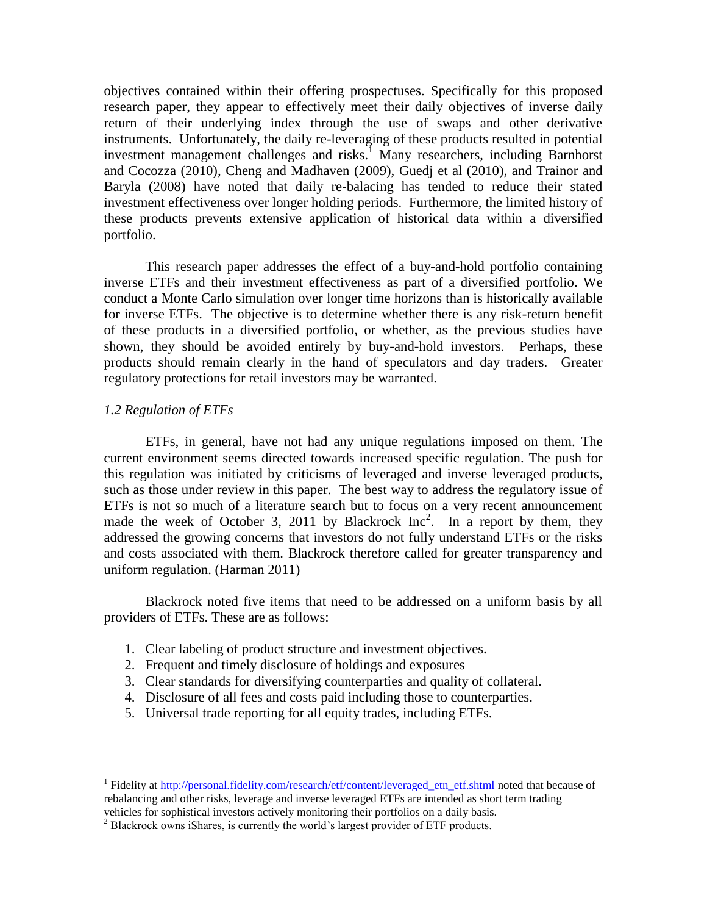objectives contained within their offering prospectuses. Specifically for this proposed research paper, they appear to effectively meet their daily objectives of inverse daily return of their underlying index through the use of swaps and other derivative instruments. Unfortunately, the daily re-leveraging of these products resulted in potential investment management challenges and risks.[1] Many researchers, including Barnhorst and Cocozza (2010), Cheng and Madhaven (2009), Guedj et al (2010), and Trainor and Baryla (2008) have noted that daily re-balacing has tended to reduce their stated investment effectiveness over longer holding periods. Furthermore, the limited history of these products prevents extensive application of historical data within a diversified portfolio.

This research paper addresses the effect of a buy-and-hold portfolio containing inverse ETFs and their investment effectiveness as part of a diversified portfolio. We conduct a Monte Carlo simulation over longer time horizons than is historically available for inverse ETFs. The objective is to determine whether there is any risk-return benefit of these products in a diversified portfolio, or whether, as the previous studies have shown, they should be avoided entirely by buy-and-hold investors. Perhaps, these products should remain clearly in the hand of speculators and day traders. Greater regulatory protections for retail investors may be warranted.

### *1.2 Regulation of ETFs*

ETFs, in general, have not had any unique regulations imposed on them. The current environment seems directed towards increased specific regulation. The push for this regulation was initiated by criticisms of leveraged and inverse leveraged products, such as those under review in this paper. The best way to address the regulatory issue of ETFs is not so much of a literature search but to focus on a very recent announcement made the week of October 3, 2011 by Blackrock Inc[2]. In a report by them, they addressed the growing concerns that investors do not fully understand ETFs or the risks and costs associated with them. Blackrock therefore called for greater transparency and uniform regulation. (Harman 2011)

Blackrock noted five items that need to be addressed on a uniform basis by all providers of ETFs. These are as follows:

1. Clear labeling of product structure and investment objectives.
2. Frequent and timely disclosure of holdings and exposures
3. Clear standards for diversifying counterparties and quality of collateral.
4. Disclosure of all fees and costs paid including those to counterparties.
5. Universal trade reporting for all equity trades, including ETFs.

---

[1] Fidelity at http://personal.fidelity.com/research/etf/content/leveraged_etn_etf.shtml noted that because of rebalancing and other risks, leverage and inverse leveraged ETFs are intended as short term trading vehicles for sophistical investors actively monitoring their portfolios on a daily basis.

[2] Blackrock owns iShares, is currently the world's largest provider of ETF products.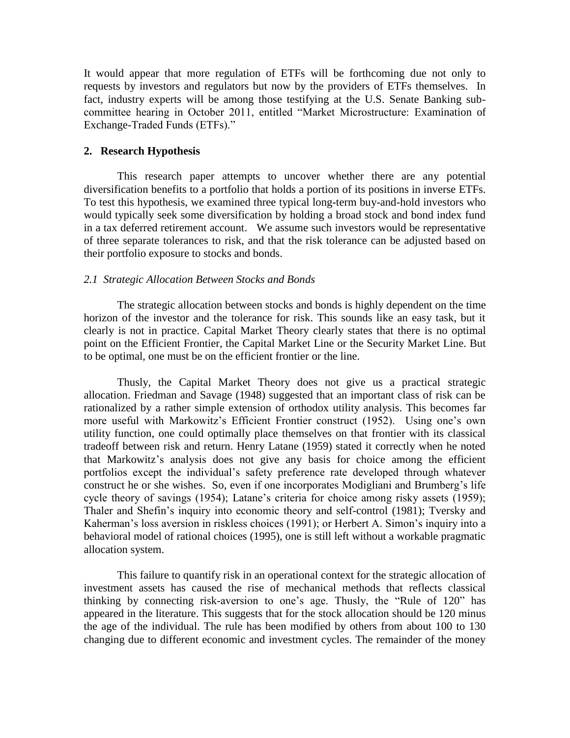It would appear that more regulation of ETFs will be forthcoming due not only to requests by investors and regulators but now by the providers of ETFs themselves. In fact, industry experts will be among those testifying at the U.S. Senate Banking sub-committee hearing in October 2011, entitled "Market Microstructure: Examination of Exchange-Traded Funds (ETFs)."

## 2. Research Hypothesis

This research paper attempts to uncover whether there are any potential diversification benefits to a portfolio that holds a portion of its positions in inverse ETFs. To test this hypothesis, we examined three typical long-term buy-and-hold investors who would typically seek some diversification by holding a broad stock and bond index fund in a tax deferred retirement account. We assume such investors would be representative of three separate tolerances to risk, and that the risk tolerance can be adjusted based on their portfolio exposure to stocks and bonds.

### *2.1 Strategic Allocation Between Stocks and Bonds*

The strategic allocation between stocks and bonds is highly dependent on the time horizon of the investor and the tolerance for risk. This sounds like an easy task, but it clearly is not in practice. Capital Market Theory clearly states that there is no optimal point on the Efficient Frontier, the Capital Market Line or the Security Market Line. But to be optimal, one must be on the efficient frontier or the line.

Thusly, the Capital Market Theory does not give us a practical strategic allocation. Friedman and Savage (1948) suggested that an important class of risk can be rationalized by a rather simple extension of orthodox utility analysis. This becomes far more useful with Markowitz's Efficient Frontier construct (1952). Using one's own utility function, one could optimally place themselves on that frontier with its classical tradeoff between risk and return. Henry Latane (1959) stated it correctly when he noted that Markowitz's analysis does not give any basis for choice among the efficient portfolios except the individual's safety preference rate developed through whatever construct he or she wishes. So, even if one incorporates Modigliani and Brumberg's life cycle theory of savings (1954); Latane's criteria for choice among risky assets (1959); Thaler and Shefin's inquiry into economic theory and self-control (1981); Tversky and Kaherman's loss aversion in riskless choices (1991); or Herbert A. Simon's inquiry into a behavioral model of rational choices (1995), one is still left without a workable pragmatic allocation system.

This failure to quantify risk in an operational context for the strategic allocation of investment assets has caused the rise of mechanical methods that reflects classical thinking by connecting risk-aversion to one's age. Thusly, the "Rule of 120" has appeared in the literature. This suggests that for the stock allocation should be 120 minus the age of the individual. The rule has been modified by others from about 100 to 130 changing due to different economic and investment cycles. The remainder of the money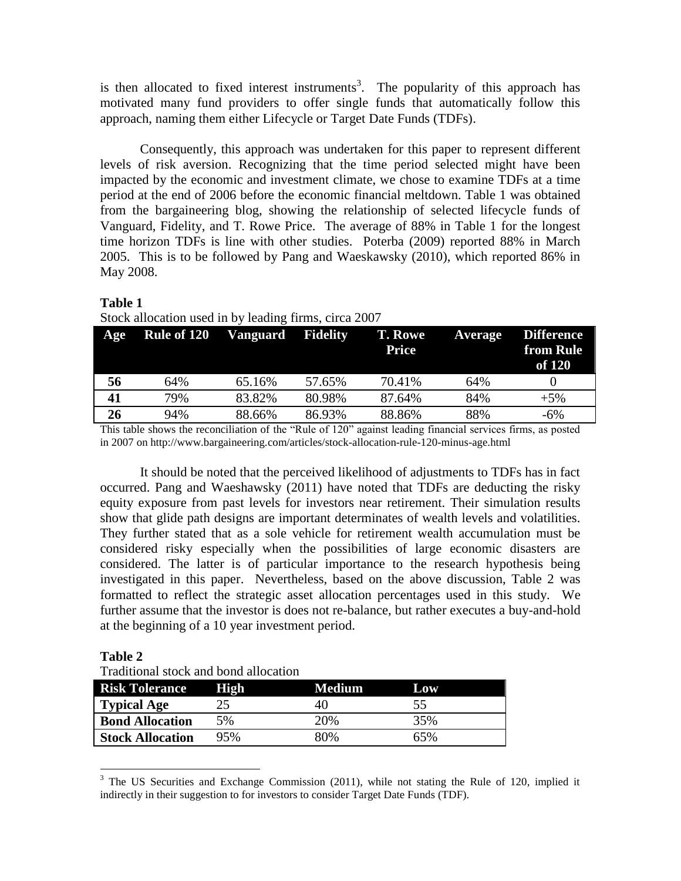is then allocated to fixed interest instruments[3]. The popularity of this approach has motivated many fund providers to offer single funds that automatically follow this approach, naming them either Lifecycle or Target Date Funds (TDFs).

Consequently, this approach was undertaken for this paper to represent different levels of risk aversion. Recognizing that the time period selected might have been impacted by the economic and investment climate, we chose to examine TDFs at a time period at the end of 2006 before the economic financial meltdown. Table 1 was obtained from the bargaineering blog, showing the relationship of selected lifecycle funds of Vanguard, Fidelity, and T. Rowe Price. The average of 88% in Table 1 for the longest time horizon TDFs is line with other studies. Poterba (2009) reported 88% in March 2005. This is to be followed by Pang and Waeskawsky (2010), which reported 86% in May 2008.

**Table 1**

Stock allocation used in by leading firms, circa 2007

| Age | Rule of 120 | Vanguard | Fidelity | T. Rowe Price | Average | Difference from Rule of 120 |
|---|---|---|---|---|---|---|
| **56** | 64% | 65.16% | 57.65% | 70.41% | 64% | 0 |
| **41** | 79% | 83.82% | 80.98% | 87.64% | 84% | +5% |
| **26** | 94% | 88.66% | 86.93% | 88.86% | 88% | -6% |

This table shows the reconciliation of the "Rule of 120" against leading financial services firms, as posted in 2007 on http://www.bargaineering.com/articles/stock-allocation-rule-120-minus-age.html

It should be noted that the perceived likelihood of adjustments to TDFs has in fact occurred. Pang and Waeshawsky (2011) have noted that TDFs are deducting the risky equity exposure from past levels for investors near retirement. Their simulation results show that glide path designs are important determinates of wealth levels and volatilities. They further stated that as a sole vehicle for retirement wealth accumulation must be considered risky especially when the possibilities of large economic disasters are considered. The latter is of particular importance to the research hypothesis being investigated in this paper. Nevertheless, based on the above discussion, Table 2 was formatted to reflect the strategic asset allocation percentages used in this study. We further assume that the investor is does not re-balance, but rather executes a buy-and-hold at the beginning of a 10 year investment period.

**Table 2**

Traditional stock and bond allocation

| Risk Tolerance | High | Medium | Low |
|---|---|---|---|
| **Typical Age** | 25 | 40 | 55 |
| **Bond Allocation** | 5% | 20% | 35% |
| **Stock Allocation** | 95% | 80% | 65% |

[3] The US Securities and Exchange Commission (2011), while not stating the Rule of 120, implied it indirectly in their suggestion to for investors to consider Target Date Funds (TDF).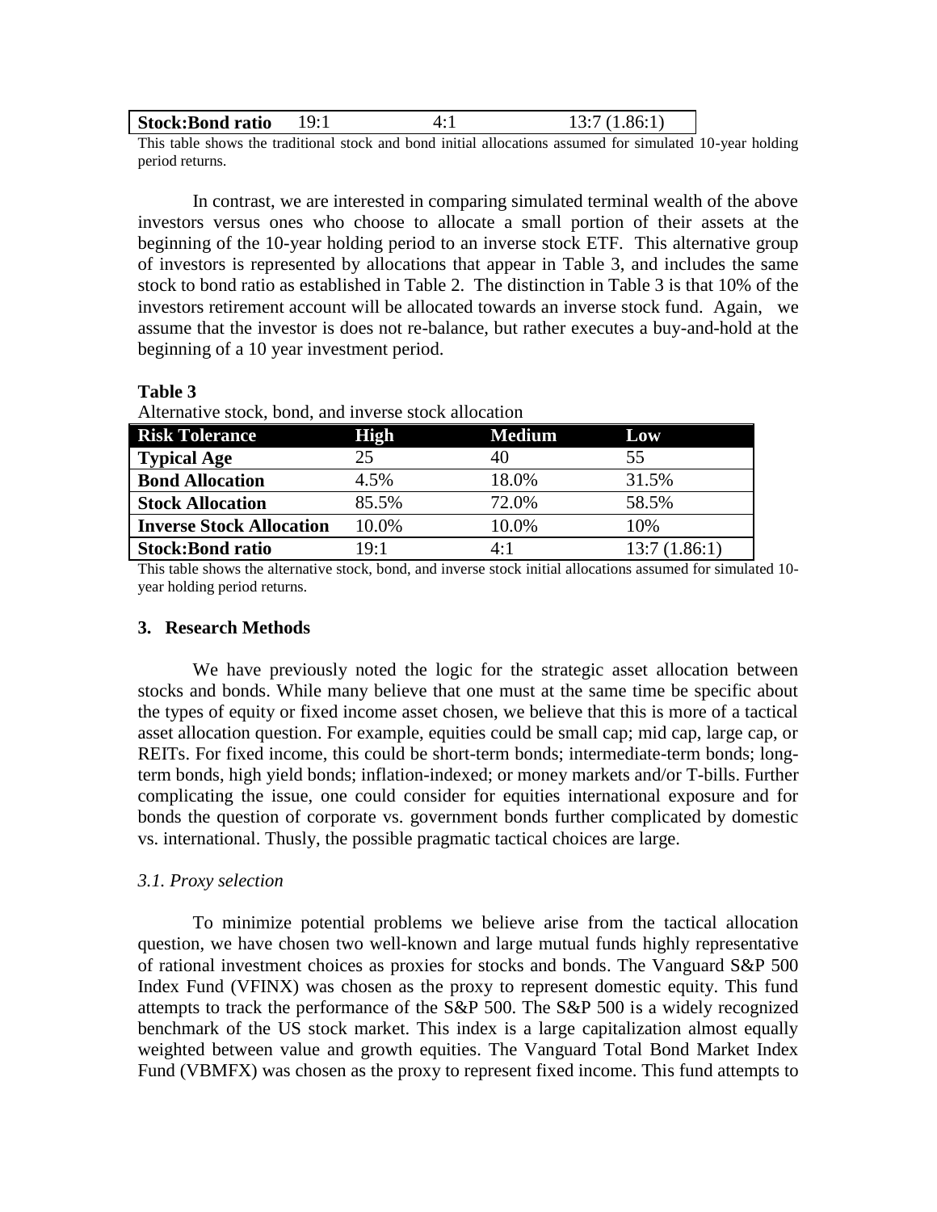| Stock:Bond ratio | 19:1 | 4:1 | 13:7 (1.86:1) |
|---|---|---|---|

This table shows the traditional stock and bond initial allocations assumed for simulated 10-year holding period returns.

In contrast, we are interested in comparing simulated terminal wealth of the above investors versus ones who choose to allocate a small portion of their assets at the beginning of the 10-year holding period to an inverse stock ETF. This alternative group of investors is represented by allocations that appear in Table 3, and includes the same stock to bond ratio as established in Table 2. The distinction in Table 3 is that 10% of the investors retirement account will be allocated towards an inverse stock fund. Again, we assume that the investor is does not re-balance, but rather executes a buy-and-hold at the beginning of a 10 year investment period.

**Table 3**

Alternative stock, bond, and inverse stock allocation

| Risk Tolerance | High | Medium | Low |
|---|---|---|---|
| **Typical Age** | 25 | 40 | 55 |
| **Bond Allocation** | 4.5% | 18.0% | 31.5% |
| **Stock Allocation** | 85.5% | 72.0% | 58.5% |
| **Inverse Stock Allocation** | 10.0% | 10.0% | 10% |
| **Stock:Bond ratio** | 19:1 | 4:1 | 13:7 (1.86:1) |

This table shows the alternative stock, bond, and inverse stock initial allocations assumed for simulated 10-year holding period returns.

### 3. Research Methods

We have previously noted the logic for the strategic asset allocation between stocks and bonds. While many believe that one must at the same time be specific about the types of equity or fixed income asset chosen, we believe that this is more of a tactical asset allocation question. For example, equities could be small cap; mid cap, large cap, or REITs. For fixed income, this could be short-term bonds; intermediate-term bonds; long-term bonds, high yield bonds; inflation-indexed; or money markets and/or T-bills. Further complicating the issue, one could consider for equities international exposure and for bonds the question of corporate vs. government bonds further complicated by domestic vs. international. Thusly, the possible pragmatic tactical choices are large.

*3.1. Proxy selection*

To minimize potential problems we believe arise from the tactical allocation question, we have chosen two well-known and large mutual funds highly representative of rational investment choices as proxies for stocks and bonds. The Vanguard S&P 500 Index Fund (VFINX) was chosen as the proxy to represent domestic equity. This fund attempts to track the performance of the S&P 500. The S&P 500 is a widely recognized benchmark of the US stock market. This index is a large capitalization almost equally weighted between value and growth equities. The Vanguard Total Bond Market Index Fund (VBMFX) was chosen as the proxy to represent fixed income. This fund attempts to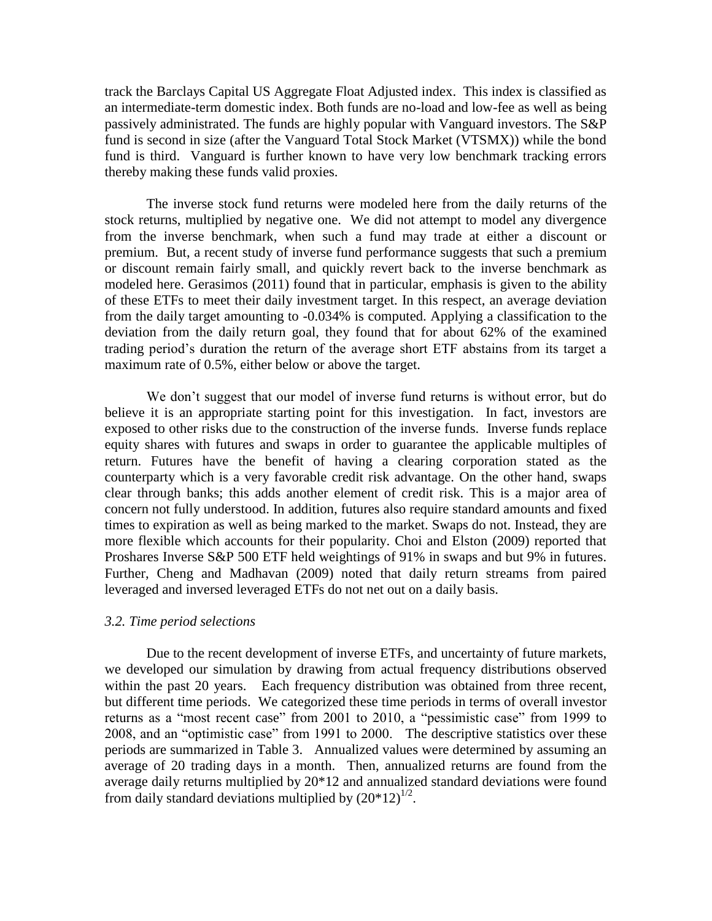track the Barclays Capital US Aggregate Float Adjusted index. This index is classified as an intermediate-term domestic index. Both funds are no-load and low-fee as well as being passively administrated. The funds are highly popular with Vanguard investors. The S&P fund is second in size (after the Vanguard Total Stock Market (VTSMX)) while the bond fund is third. Vanguard is further known to have very low benchmark tracking errors thereby making these funds valid proxies.

The inverse stock fund returns were modeled here from the daily returns of the stock returns, multiplied by negative one. We did not attempt to model any divergence from the inverse benchmark, when such a fund may trade at either a discount or premium. But, a recent study of inverse fund performance suggests that such a premium or discount remain fairly small, and quickly revert back to the inverse benchmark as modeled here. Gerasimos (2011) found that in particular, emphasis is given to the ability of these ETFs to meet their daily investment target. In this respect, an average deviation from the daily target amounting to -0.034% is computed. Applying a classification to the deviation from the daily return goal, they found that for about 62% of the examined trading period's duration the return of the average short ETF abstains from its target a maximum rate of 0.5%, either below or above the target.

We don't suggest that our model of inverse fund returns is without error, but do believe it is an appropriate starting point for this investigation. In fact, investors are exposed to other risks due to the construction of the inverse funds. Inverse funds replace equity shares with futures and swaps in order to guarantee the applicable multiples of return. Futures have the benefit of having a clearing corporation stated as the counterparty which is a very favorable credit risk advantage. On the other hand, swaps clear through banks; this adds another element of credit risk. This is a major area of concern not fully understood. In addition, futures also require standard amounts and fixed times to expiration as well as being marked to the market. Swaps do not. Instead, they are more flexible which accounts for their popularity. Choi and Elston (2009) reported that Proshares Inverse S&P 500 ETF held weightings of 91% in swaps and but 9% in futures. Further, Cheng and Madhavan (2009) noted that daily return streams from paired leveraged and inversed leveraged ETFs do not net out on a daily basis.

### *3.2. Time period selections*

Due to the recent development of inverse ETFs, and uncertainty of future markets, we developed our simulation by drawing from actual frequency distributions observed within the past 20 years. Each frequency distribution was obtained from three recent, but different time periods. We categorized these time periods in terms of overall investor returns as a "most recent case" from 2001 to 2010, a "pessimistic case" from 1999 to 2008, and an "optimistic case" from 1991 to 2000. The descriptive statistics over these periods are summarized in Table 3. Annualized values were determined by assuming an average of 20 trading days in a month. Then, annualized returns are found from the average daily returns multiplied by 20*12 and annualized standard deviations were found from daily standard deviations multiplied by $(20*12)^{1/2}$.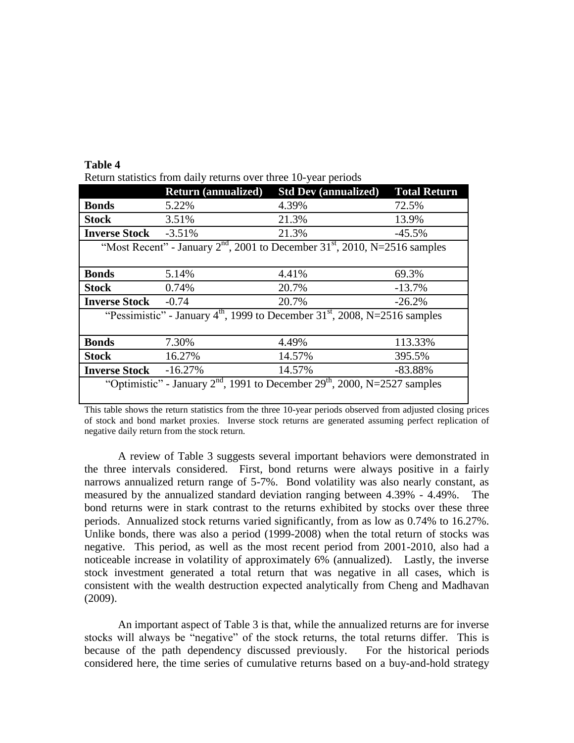**Table 4**

Return statistics from daily returns over three 10-year periods

| | Return (annualized) | Std Dev (annualized) | Total Return |
|---|---|---|---|
| **Bonds** | 5.22% | 4.39% | 72.5% |
| **Stock** | 3.51% | 21.3% | 13.9% |
| **Inverse Stock** | -3.51% | 21.3% | -45.5% |
| "Most Recent" - January $2^{nd}$, 2001 to December $31^{st}$, 2010, N=2516 samples | | | |
| **Bonds** | 5.14% | 4.41% | 69.3% |
| **Stock** | 0.74% | 20.7% | -13.7% |
| **Inverse Stock** | -0.74 | 20.7% | -26.2% |
| "Pessimistic" - January $4^{th}$, 1999 to December $31^{st}$, 2008, N=2516 samples | | | |
| **Bonds** | 7.30% | 4.49% | 113.33% |
| **Stock** | 16.27% | 14.57% | 395.5% |
| **Inverse Stock** | -16.27% | 14.57% | -83.88% |
| "Optimistic" - January $2^{nd}$, 1991 to December $29^{th}$, 2000, N=2527 samples | | | |

This table shows the return statistics from the three 10-year periods observed from adjusted closing prices of stock and bond market proxies. Inverse stock returns are generated assuming perfect replication of negative daily return from the stock return.

A review of Table 3 suggests several important behaviors were demonstrated in the three intervals considered. First, bond returns were always positive in a fairly narrows annualized return range of 5-7%. Bond volatility was also nearly constant, as measured by the annualized standard deviation ranging between 4.39% - 4.49%. The bond returns were in stark contrast to the returns exhibited by stocks over these three periods. Annualized stock returns varied significantly, from as low as 0.74% to 16.27%. Unlike bonds, there was also a period (1999-2008) when the total return of stocks was negative. This period, as well as the most recent period from 2001-2010, also had a noticeable increase in volatility of approximately 6% (annualized). Lastly, the inverse stock investment generated a total return that was negative in all cases, which is consistent with the wealth destruction expected analytically from Cheng and Madhavan (2009).

An important aspect of Table 3 is that, while the annualized returns are for inverse stocks will always be "negative" of the stock returns, the total returns differ. This is because of the path dependency discussed previously. For the historical periods considered here, the time series of cumulative returns based on a buy-and-hold strategy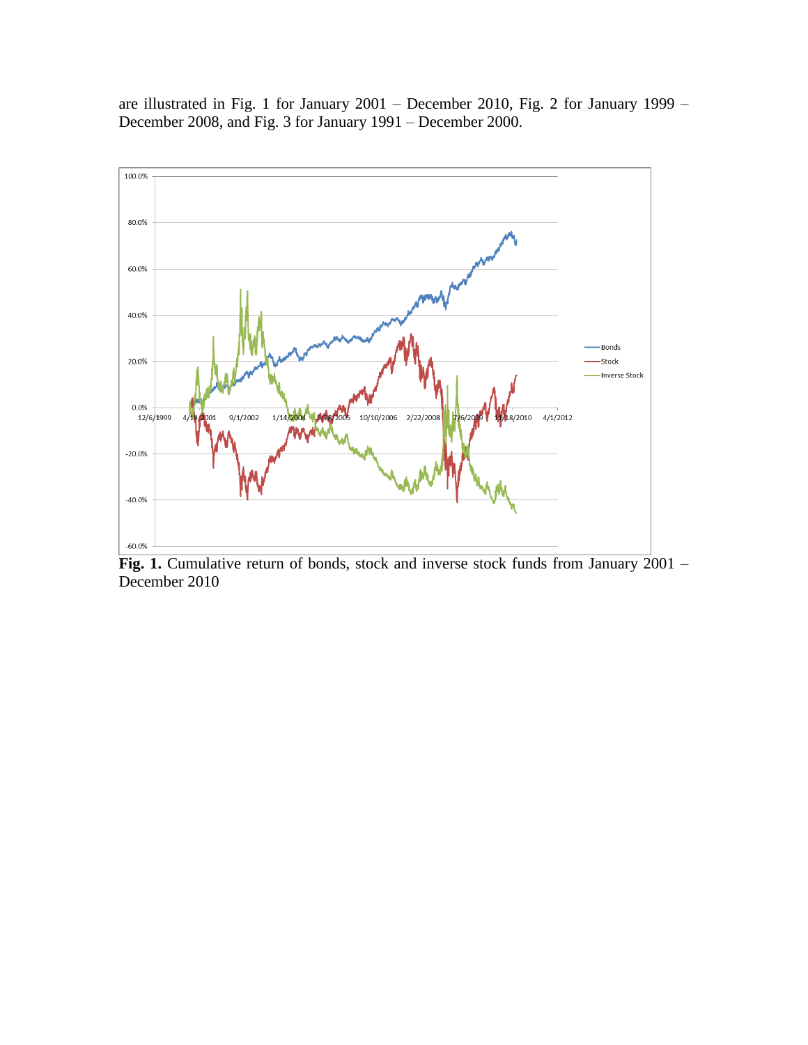are illustrated in Fig. 1 for January 2001 – December 2010, Fig. 2 for January 1999 – December 2008, and Fig. 3 for January 1991 – December 2000.

**Fig. 1.** Cumulative return of bonds, stock and inverse stock funds from January 2001 – December 2010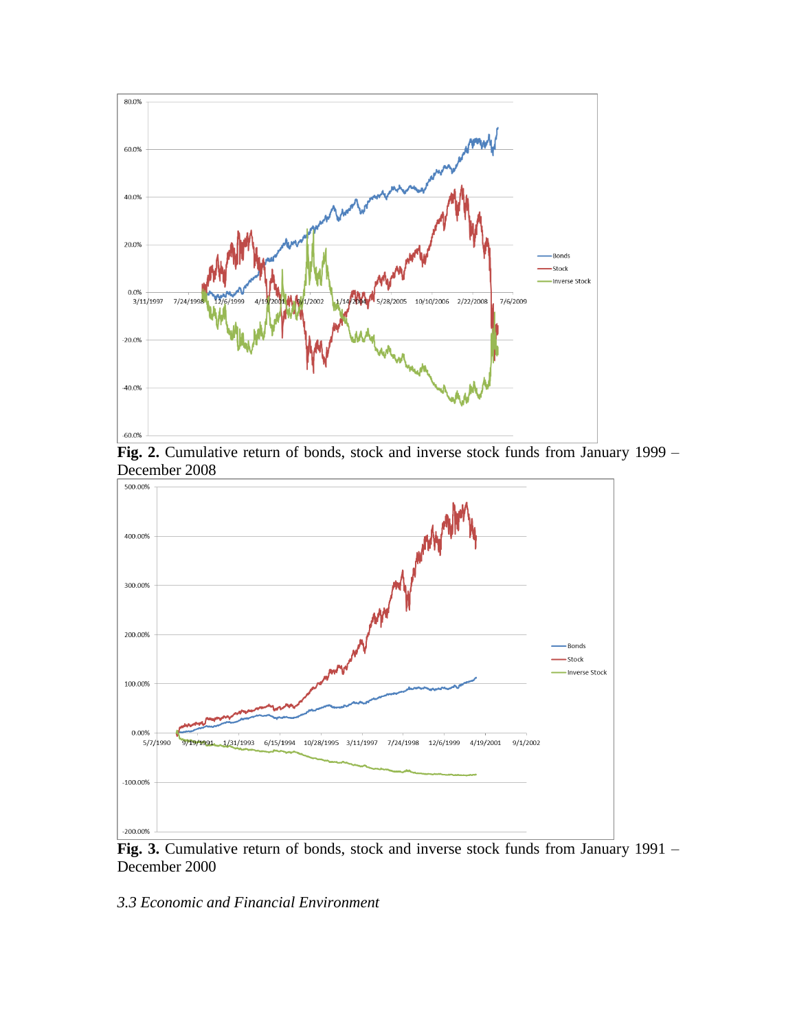**Fig. 2.** Cumulative return of bonds, stock and inverse stock funds from January 1999 – December 2008

**Fig. 3.** Cumulative return of bonds, stock and inverse stock funds from January 1991 – December 2000

*3.3 Economic and Financial Environment*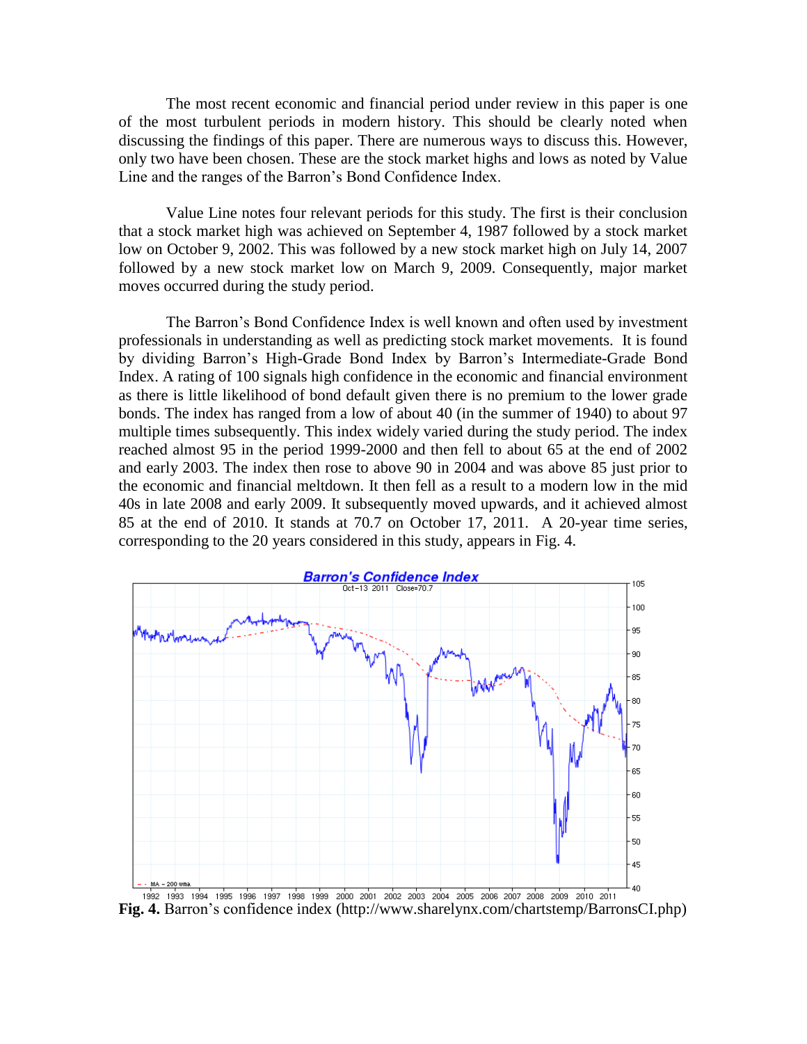The most recent economic and financial period under review in this paper is one of the most turbulent periods in modern history. This should be clearly noted when discussing the findings of this paper. There are numerous ways to discuss this. However, only two have been chosen. These are the stock market highs and lows as noted by Value Line and the ranges of the Barron's Bond Confidence Index.

Value Line notes four relevant periods for this study. The first is their conclusion that a stock market high was achieved on September 4, 1987 followed by a stock market low on October 9, 2002. This was followed by a new stock market high on July 14, 2007 followed by a new stock market low on March 9, 2009. Consequently, major market moves occurred during the study period.

The Barron's Bond Confidence Index is well known and often used by investment professionals in understanding as well as predicting stock market movements. It is found by dividing Barron's High-Grade Bond Index by Barron's Intermediate-Grade Bond Index. A rating of 100 signals high confidence in the economic and financial environment as there is little likelihood of bond default given there is no premium to the lower grade bonds. The index has ranged from a low of about 40 (in the summer of 1940) to about 97 multiple times subsequently. This index widely varied during the study period. The index reached almost 95 in the period 1999-2000 and then fell to about 65 at the end of 2002 and early 2003. The index then rose to above 90 in 2004 and was above 85 just prior to the economic and financial meltdown. It then fell as a result to a modern low in the mid 40s in late 2008 and early 2009. It subsequently moved upwards, and it achieved almost 85 at the end of 2010. It stands at 70.7 on October 17, 2011. A 20-year time series, corresponding to the 20 years considered in this study, appears in Fig. 4.

**Fig. 4.** Barron's confidence index (http://www.sharelynx.com/chartstemp/BarronsCI.php)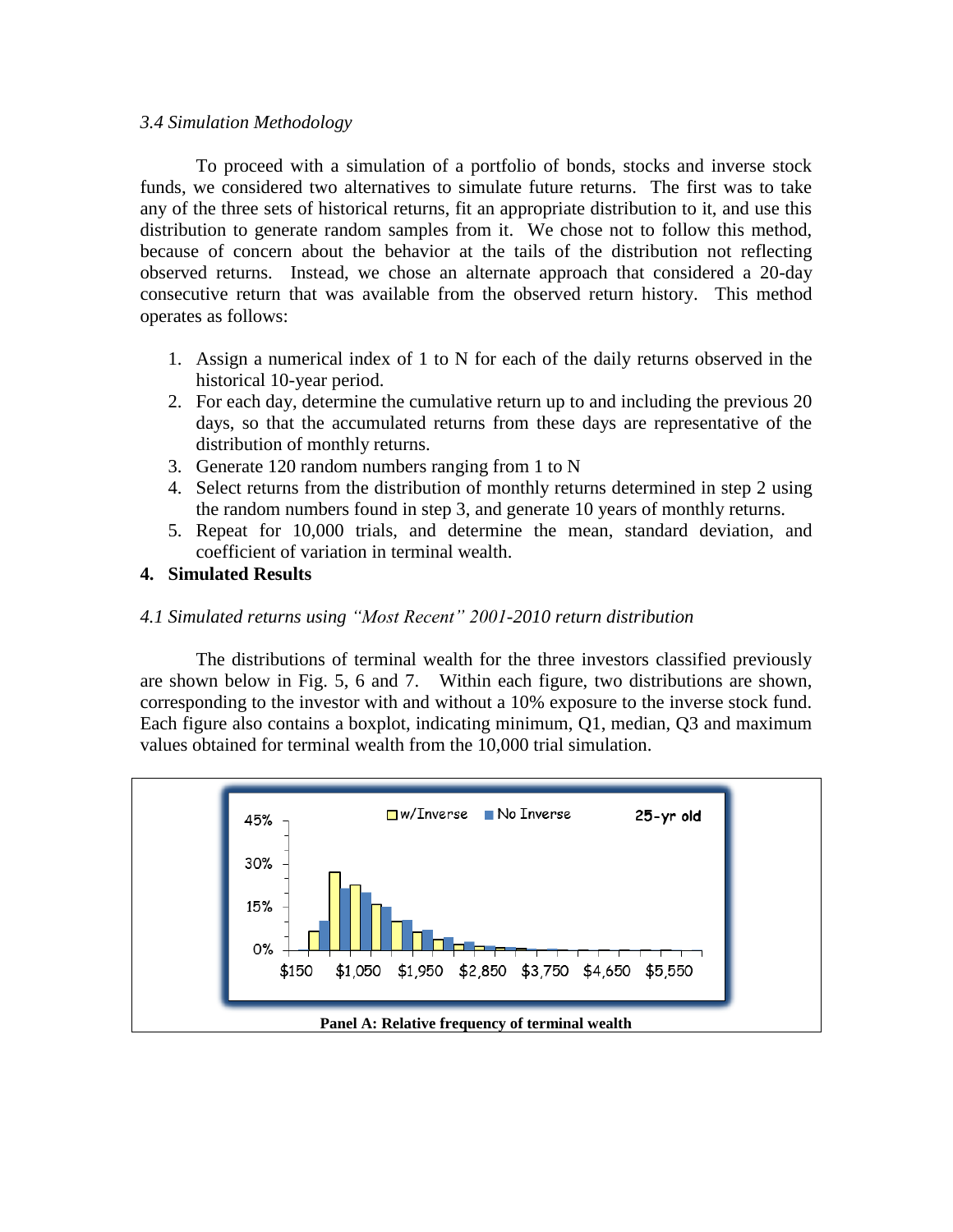### *3.4 Simulation Methodology*

To proceed with a simulation of a portfolio of bonds, stocks and inverse stock funds, we considered two alternatives to simulate future returns. The first was to take any of the three sets of historical returns, fit an appropriate distribution to it, and use this distribution to generate random samples from it. We chose not to follow this method, because of concern about the behavior at the tails of the distribution not reflecting observed returns. Instead, we chose an alternate approach that considered a 20-day consecutive return that was available from the observed return history. This method operates as follows:

1. Assign a numerical index of 1 to N for each of the daily returns observed in the historical 10-year period.
2. For each day, determine the cumulative return up to and including the previous 20 days, so that the accumulated returns from these days are representative of the distribution of monthly returns.
3. Generate 120 random numbers ranging from 1 to N
4. Select returns from the distribution of monthly returns determined in step 2 using the random numbers found in step 3, and generate 10 years of monthly returns.
5. Repeat for 10,000 trials, and determine the mean, standard deviation, and coefficient of variation in terminal wealth.

## 4. Simulated Results

### *4.1 Simulated returns using "Most Recent" 2001-2010 return distribution*

The distributions of terminal wealth for the three investors classified previously are shown below in Fig. 5, 6 and 7. Within each figure, two distributions are shown, corresponding to the investor with and without a 10% exposure to the inverse stock fund. Each figure also contains a boxplot, indicating minimum, Q1, median, Q3 and maximum values obtained for terminal wealth from the 10,000 trial simulation.

**Panel A: Relative frequency of terminal wealth**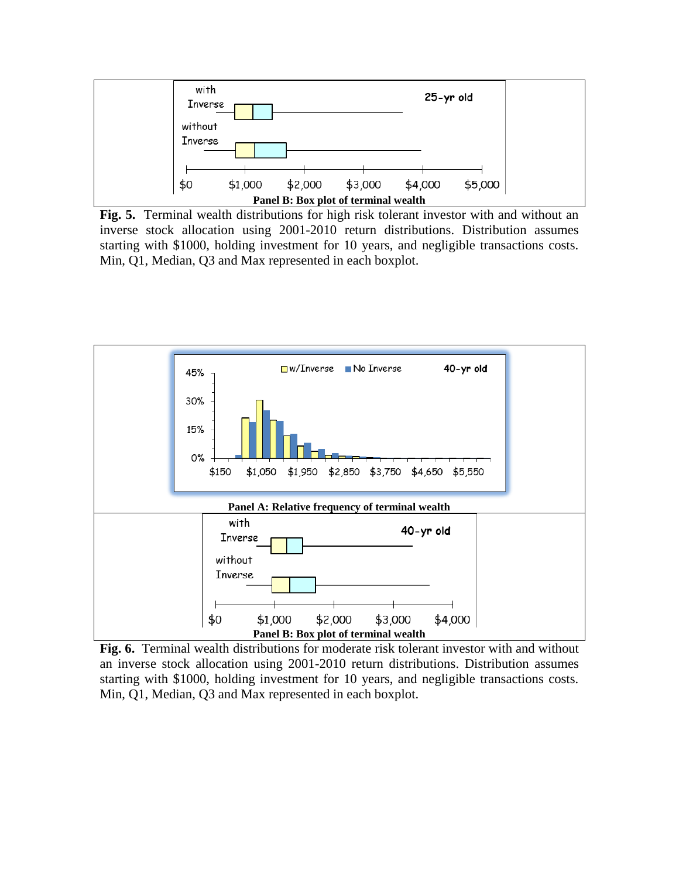Panel B: Box plot of terminal wealth

**Fig. 5.** Terminal wealth distributions for high risk tolerant investor with and without an inverse stock allocation using 2001-2010 return distributions. Distribution assumes starting with $1000, holding investment for 10 years, and negligible transactions costs. Min, Q1, Median, Q3 and Max represented in each boxplot.

Panel A: Relative frequency of terminal wealth

Panel B: Box plot of terminal wealth

**Fig. 6.** Terminal wealth distributions for moderate risk tolerant investor with and without an inverse stock allocation using 2001-2010 return distributions. Distribution assumes starting with $1000, holding investment for 10 years, and negligible transactions costs. Min, Q1, Median, Q3 and Max represented in each boxplot.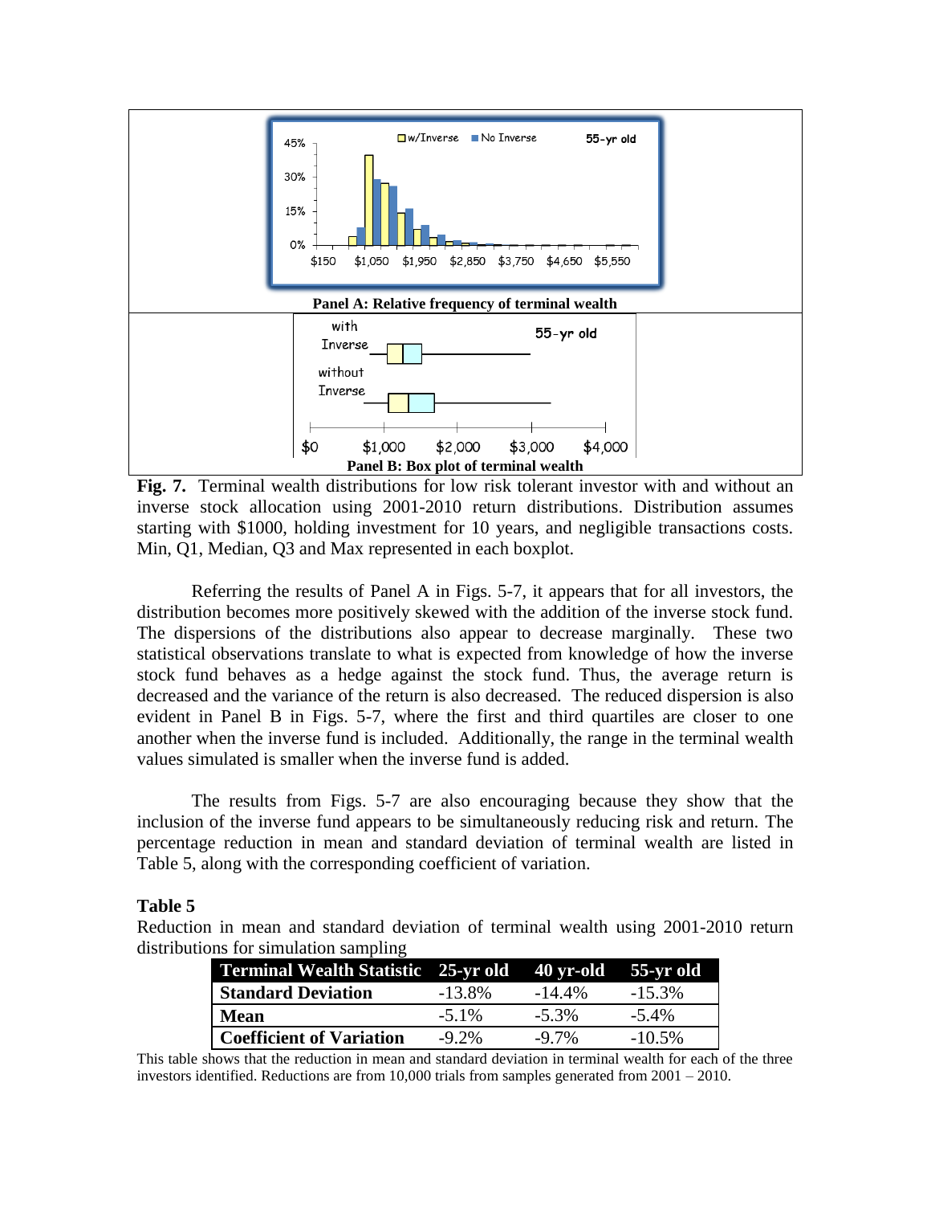Panel A: Relative frequency of terminal wealth

Panel B: Box plot of terminal wealth

**Fig. 7.** Terminal wealth distributions for low risk tolerant investor with and without an inverse stock allocation using 2001-2010 return distributions. Distribution assumes starting with $1000, holding investment for 10 years, and negligible transactions costs. Min, Q1, Median, Q3 and Max represented in each boxplot.

Referring the results of Panel A in Figs. 5-7, it appears that for all investors, the distribution becomes more positively skewed with the addition of the inverse stock fund. The dispersions of the distributions also appear to decrease marginally. These two statistical observations translate to what is expected from knowledge of how the inverse stock fund behaves as a hedge against the stock fund. Thus, the average return is decreased and the variance of the return is also decreased. The reduced dispersion is also evident in Panel B in Figs. 5-7, where the first and third quartiles are closer to one another when the inverse fund is included. Additionally, the range in the terminal wealth values simulated is smaller when the inverse fund is added.

The results from Figs. 5-7 are also encouraging because they show that the inclusion of the inverse fund appears to be simultaneously reducing risk and return. The percentage reduction in mean and standard deviation of terminal wealth are listed in Table 5, along with the corresponding coefficient of variation.

**Table 5**

Reduction in mean and standard deviation of terminal wealth using 2001-2010 return distributions for simulation sampling

| Terminal Wealth Statistic | 25-yr old | 40 yr-old | 55-yr old |
|---|---|---|---|
| **Standard Deviation** | -13.8% | -14.4% | -15.3% |
| **Mean** | -5.1% | -5.3% | -5.4% |
| **Coefficient of Variation** | -9.2% | -9.7% | -10.5% |

This table shows that the reduction in mean and standard deviation in terminal wealth for each of the three investors identified. Reductions are from 10,000 trials from samples generated from 2001 – 2010.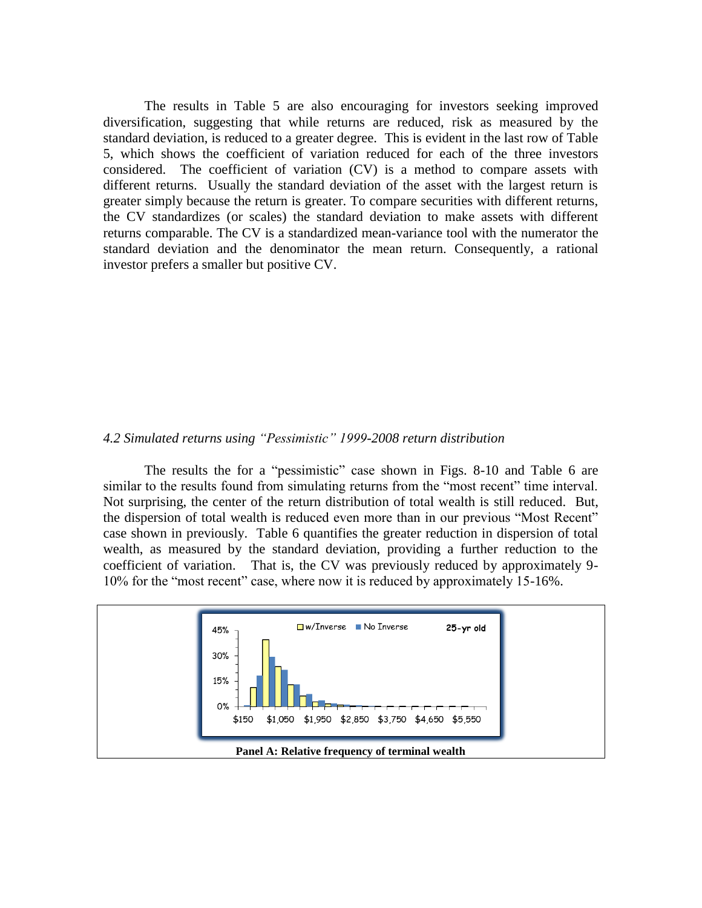The results in Table 5 are also encouraging for investors seeking improved diversification, suggesting that while returns are reduced, risk as measured by the standard deviation, is reduced to a greater degree. This is evident in the last row of Table 5, which shows the coefficient of variation reduced for each of the three investors considered. The coefficient of variation (CV) is a method to compare assets with different returns. Usually the standard deviation of the asset with the largest return is greater simply because the return is greater. To compare securities with different returns, the CV standardizes (or scales) the standard deviation to make assets with different returns comparable. The CV is a standardized mean-variance tool with the numerator the standard deviation and the denominator the mean return. Consequently, a rational investor prefers a smaller but positive CV.

*4.2 Simulated returns using "Pessimistic" 1999-2008 return distribution*

The results the for a "pessimistic" case shown in Figs. 8-10 and Table 6 are similar to the results found from simulating returns from the "most recent" time interval. Not surprising, the center of the return distribution of total wealth is still reduced. But, the dispersion of total wealth is reduced even more than in our previous "Most Recent" case shown in previously. Table 6 quantifies the greater reduction in dispersion of total wealth, as measured by the standard deviation, providing a further reduction to the coefficient of variation. That is, the CV was previously reduced by approximately 9-10% for the "most recent" case, where now it is reduced by approximately 15-16%.

**Panel A: Relative frequency of terminal wealth**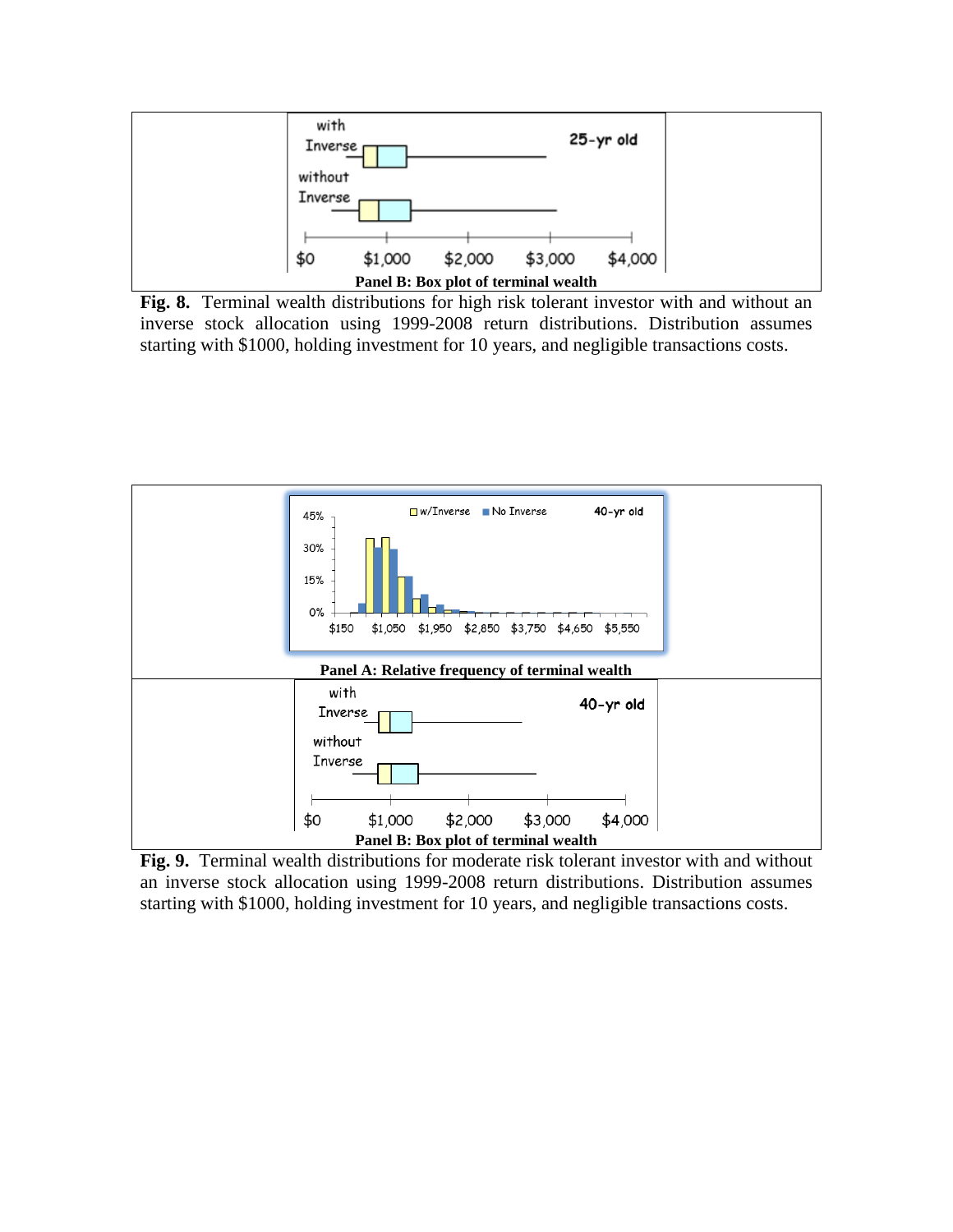Panel B: Box plot of terminal wealth

**Fig. 8.** Terminal wealth distributions for high risk tolerant investor with and without an inverse stock allocation using 1999-2008 return distributions. Distribution assumes starting with $1000, holding investment for 10 years, and negligible transactions costs.

Panel A: Relative frequency of terminal wealth

Panel B: Box plot of terminal wealth

**Fig. 9.** Terminal wealth distributions for moderate risk tolerant investor with and without an inverse stock allocation using 1999-2008 return distributions. Distribution assumes starting with $1000, holding investment for 10 years, and negligible transactions costs.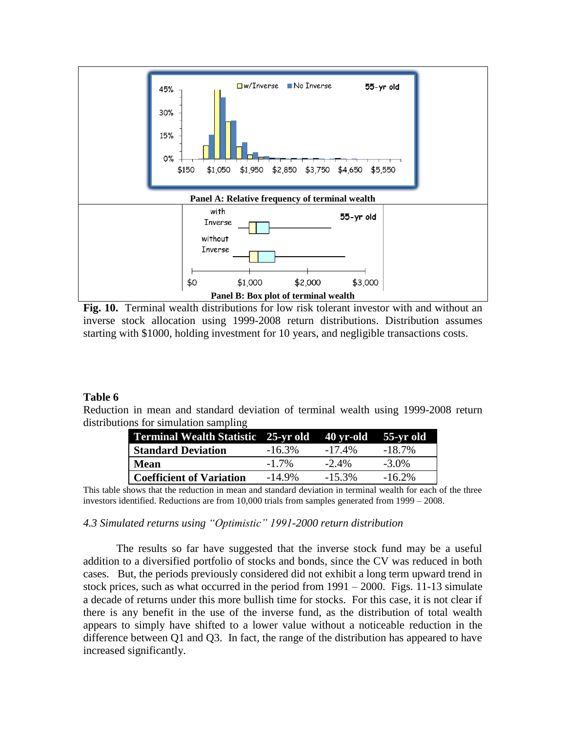Panel A: Relative frequency of terminal wealth

Panel B: Box plot of terminal wealth

**Fig. 10.** Terminal wealth distributions for low risk tolerant investor with and without an inverse stock allocation using 1999-2008 return distributions. Distribution assumes starting with $1000, holding investment for 10 years, and negligible transactions costs.

**Table 6**

Reduction in mean and standard deviation of terminal wealth using 1999-2008 return distributions for simulation sampling

| Terminal Wealth Statistic | 25-yr old | 40 yr-old | 55-yr old |
|---|---|---|---|
| **Standard Deviation** | -16.3% | -17.4% | -18.7% |
| **Mean** | -1.7% | -2.4% | -3.0% |
| **Coefficient of Variation** | -14.9% | -15.3% | -16.2% |

This table shows that the reduction in mean and standard deviation in terminal wealth for each of the three investors identified. Reductions are from 10,000 trials from samples generated from 1999 – 2008.

*4.3 Simulated returns using "Optimistic" 1991-2000 return distribution*

The results so far have suggested that the inverse stock fund may be a useful addition to a diversified portfolio of stocks and bonds, since the CV was reduced in both cases. But, the periods previously considered did not exhibit a long term upward trend in stock prices, such as what occurred in the period from 1991 – 2000. Figs. 11-13 simulate a decade of returns under this more bullish time for stocks. For this case, it is not clear if there is any benefit in the use of the inverse fund, as the distribution of total wealth appears to simply have shifted to a lower value without a noticeable reduction in the difference between Q1 and Q3. In fact, the range of the distribution has appeared to have increased significantly.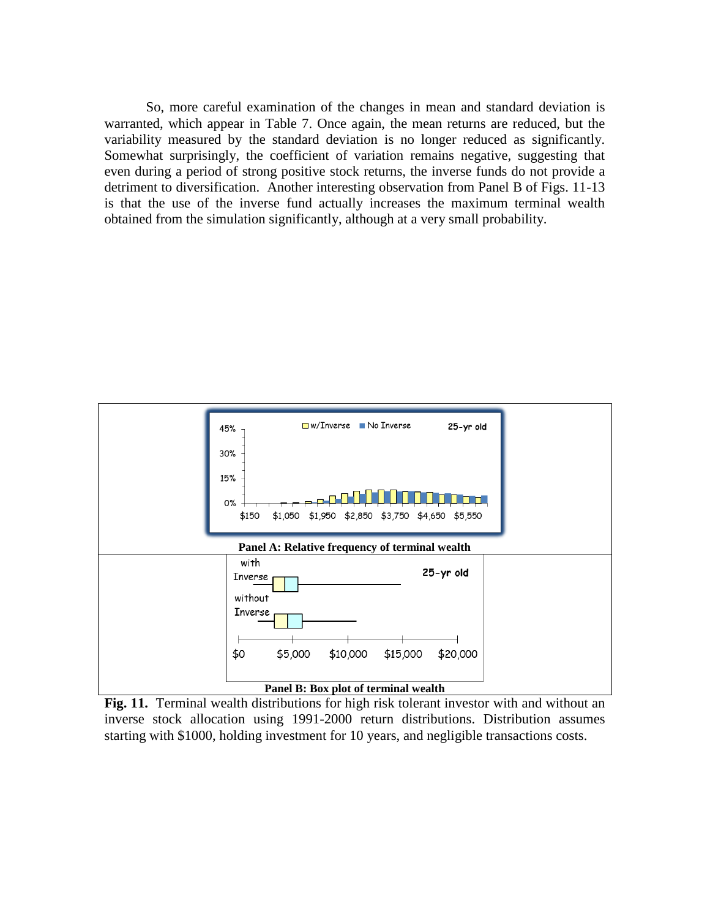So, more careful examination of the changes in mean and standard deviation is warranted, which appear in Table 7. Once again, the mean returns are reduced, but the variability measured by the standard deviation is no longer reduced as significantly. Somewhat surprisingly, the coefficient of variation remains negative, suggesting that even during a period of strong positive stock returns, the inverse funds do not provide a detriment to diversification. Another interesting observation from Panel B of Figs. 11-13 is that the use of the inverse fund actually increases the maximum terminal wealth obtained from the simulation significantly, although at a very small probability.

**Panel A: Relative frequency of terminal wealth**

**Panel B: Box plot of terminal wealth**

**Fig. 11.** Terminal wealth distributions for high risk tolerant investor with and without an inverse stock allocation using 1991-2000 return distributions. Distribution assumes starting with $1000, holding investment for 10 years, and negligible transactions costs.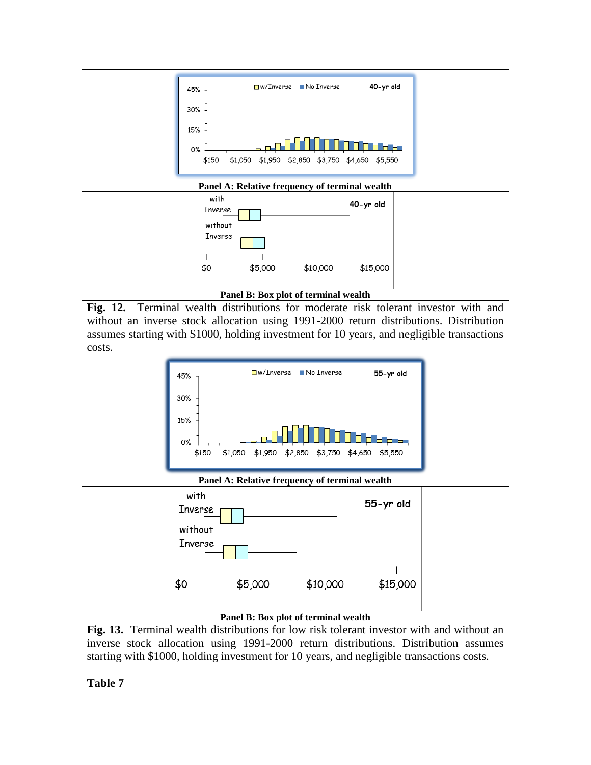Panel A: Relative frequency of terminal wealth

Panel B: Box plot of terminal wealth

**Fig. 12.** Terminal wealth distributions for moderate risk tolerant investor with and without an inverse stock allocation using 1991-2000 return distributions. Distribution assumes starting with $1000, holding investment for 10 years, and negligible transactions costs.

Panel A: Relative frequency of terminal wealth

Panel B: Box plot of terminal wealth

**Fig. 13.** Terminal wealth distributions for low risk tolerant investor with and without an inverse stock allocation using 1991-2000 return distributions. Distribution assumes starting with $1000, holding investment for 10 years, and negligible transactions costs.

**Table 7**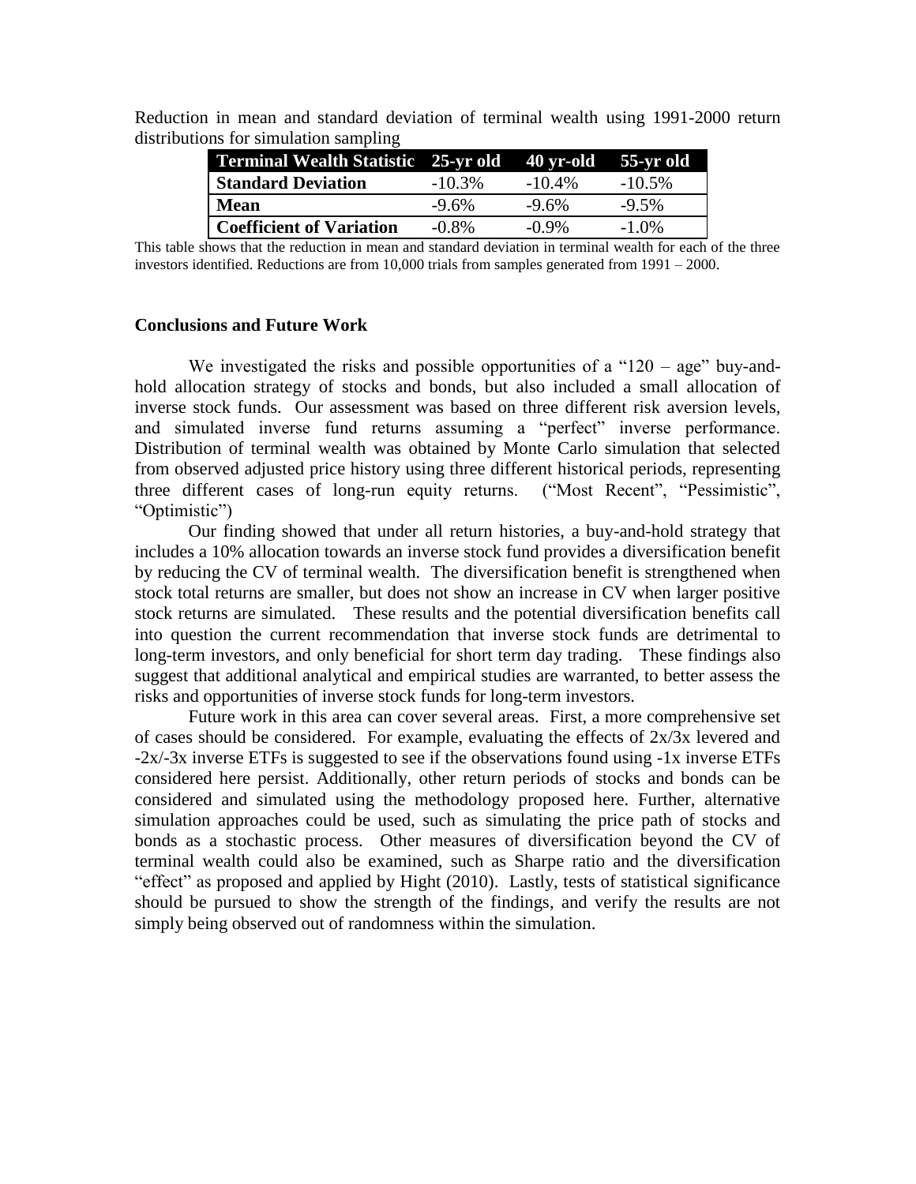Reduction in mean and standard deviation of terminal wealth using 1991-2000 return distributions for simulation sampling

| Terminal Wealth Statistic | 25-yr old | 40 yr-old | 55-yr old |
| --- | --- | --- | --- |
| **Standard Deviation** | -10.3% | -10.4% | -10.5% |
| **Mean** | -9.6% | -9.6% | -9.5% |
| **Coefficient of Variation** | -0.8% | -0.9% | -1.0% |

This table shows that the reduction in mean and standard deviation in terminal wealth for each of the three investors identified. Reductions are from 10,000 trials from samples generated from 1991 – 2000.

### Conclusions and Future Work

We investigated the risks and possible opportunities of a "120 – age" buy-and-hold allocation strategy of stocks and bonds, but also included a small allocation of inverse stock funds. Our assessment was based on three different risk aversion levels, and simulated inverse fund returns assuming a "perfect" inverse performance. Distribution of terminal wealth was obtained by Monte Carlo simulation that selected from observed adjusted price history using three different historical periods, representing three different cases of long-run equity returns. ("Most Recent", "Pessimistic", "Optimistic")

Our finding showed that under all return histories, a buy-and-hold strategy that includes a 10% allocation towards an inverse stock fund provides a diversification benefit by reducing the CV of terminal wealth. The diversification benefit is strengthened when stock total returns are smaller, but does not show an increase in CV when larger positive stock returns are simulated. These results and the potential diversification benefits call into question the current recommendation that inverse stock funds are detrimental to long-term investors, and only beneficial for short term day trading. These findings also suggest that additional analytical and empirical studies are warranted, to better assess the risks and opportunities of inverse stock funds for long-term investors.

Future work in this area can cover several areas. First, a more comprehensive set of cases should be considered. For example, evaluating the effects of 2x/3x levered and -2x/-3x inverse ETFs is suggested to see if the observations found using -1x inverse ETFs considered here persist. Additionally, other return periods of stocks and bonds can be considered and simulated using the methodology proposed here. Further, alternative simulation approaches could be used, such as simulating the price path of stocks and bonds as a stochastic process. Other measures of diversification beyond the CV of terminal wealth could also be examined, such as Sharpe ratio and the diversification "effect" as proposed and applied by Hight (2010). Lastly, tests of statistical significance should be pursued to show the strength of the findings, and verify the results are not simply being observed out of randomness within the simulation.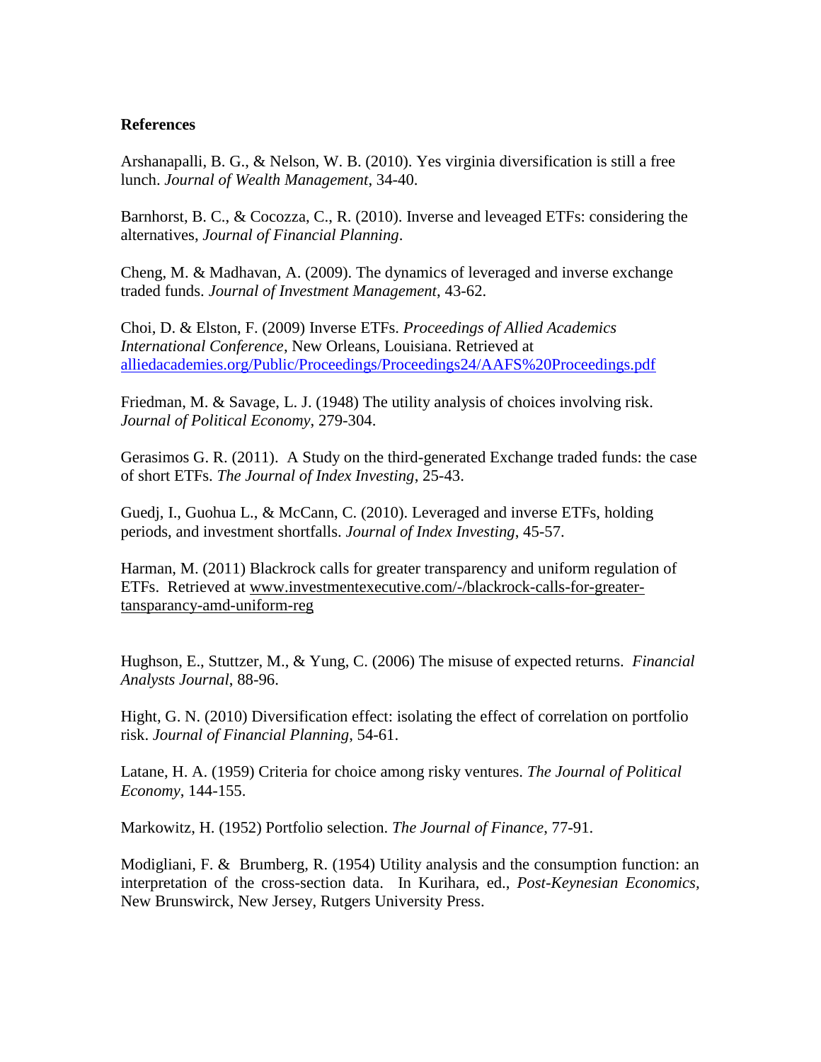**References**

Arshanapalli, B. G., & Nelson, W. B. (2010). Yes virginia diversification is still a free lunch. *Journal of Wealth Management*, 34-40.

Barnhorst, B. C., & Cocozza, C., R. (2010). Inverse and leveaged ETFs: considering the alternatives, *Journal of Financial Planning*.

Cheng, M. & Madhavan, A. (2009). The dynamics of leveraged and inverse exchange traded funds. *Journal of Investment Management*, 43-62.

Choi, D. & Elston, F. (2009) Inverse ETFs. *Proceedings of Allied Academics International Conference*, New Orleans, Louisiana. Retrieved at alliedacademies.org/Public/Proceedings/Proceedings24/AAFS%20Proceedings.pdf

Friedman, M. & Savage, L. J. (1948) The utility analysis of choices involving risk. *Journal of Political Economy*, 279-304.

Gerasimos G. R. (2011). A Study on the third-generated Exchange traded funds: the case of short ETFs. *The Journal of Index Investing*, 25-43.

Guedj, I., Guohua L., & McCann, C. (2010). Leveraged and inverse ETFs, holding periods, and investment shortfalls. *Journal of Index Investing*, 45-57.

Harman, M. (2011) Blackrock calls for greater transparency and uniform regulation of ETFs. Retrieved at www.investmentexecutive.com/-/blackrock-calls-for-greater-tansparancy-amd-uniform-reg

Hughson, E., Stuttzer, M., & Yung, C. (2006) The misuse of expected returns. *Financial Analysts Journal*, 88-96.

Hight, G. N. (2010) Diversification effect: isolating the effect of correlation on portfolio risk. *Journal of Financial Planning*, 54-61.

Latane, H. A. (1959) Criteria for choice among risky ventures. *The Journal of Political Economy*, 144-155.

Markowitz, H. (1952) Portfolio selection. *The Journal of Finance*, 77-91.

Modigliani, F. & Brumberg, R. (1954) Utility analysis and the consumption function: an interpretation of the cross-section data. In Kurihara, ed., *Post-Keynesian Economics*, New Brunswirck, New Jersey, Rutgers University Press.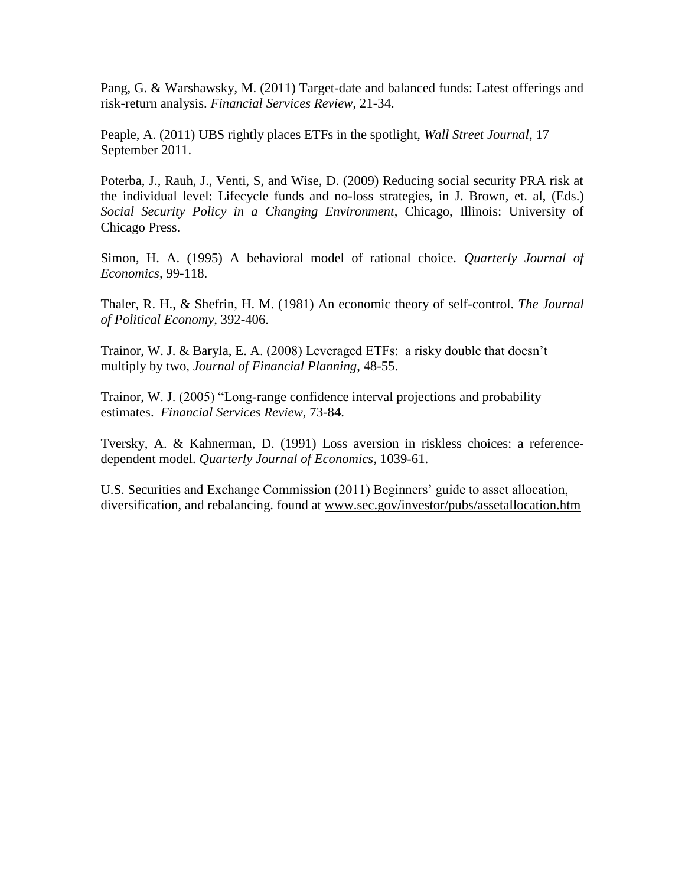Pang, G. & Warshawsky, M. (2011) Target-date and balanced funds: Latest offerings and risk-return analysis. *Financial Services Review*, 21-34.

Peaple, A. (2011) UBS rightly places ETFs in the spotlight, *Wall Street Journal*, 17 September 2011.

Poterba, J., Rauh, J., Venti, S, and Wise, D. (2009) Reducing social security PRA risk at the individual level: Lifecycle funds and no-loss strategies, in J. Brown, et. al, (Eds.) *Social Security Policy in a Changing Environment*, Chicago, Illinois: University of Chicago Press.

Simon, H. A. (1995) A behavioral model of rational choice. *Quarterly Journal of Economics*, 99-118.

Thaler, R. H., & Shefrin, H. M. (1981) An economic theory of self-control. *The Journal of Political Economy*, 392-406.

Trainor, W. J. & Baryla, E. A. (2008) Leveraged ETFs: a risky double that doesn't multiply by two, *Journal of Financial Planning*, 48-55.

Trainor, W. J. (2005) "Long-range confidence interval projections and probability estimates. *Financial Services Review*, 73-84.

Tversky, A. & Kahnerman, D. (1991) Loss aversion in riskless choices: a reference-dependent model. *Quarterly Journal of Economics*, 1039-61.

U.S. Securities and Exchange Commission (2011) Beginners' guide to asset allocation, diversification, and rebalancing. found at www.sec.gov/investor/pubs/assetallocation.htm